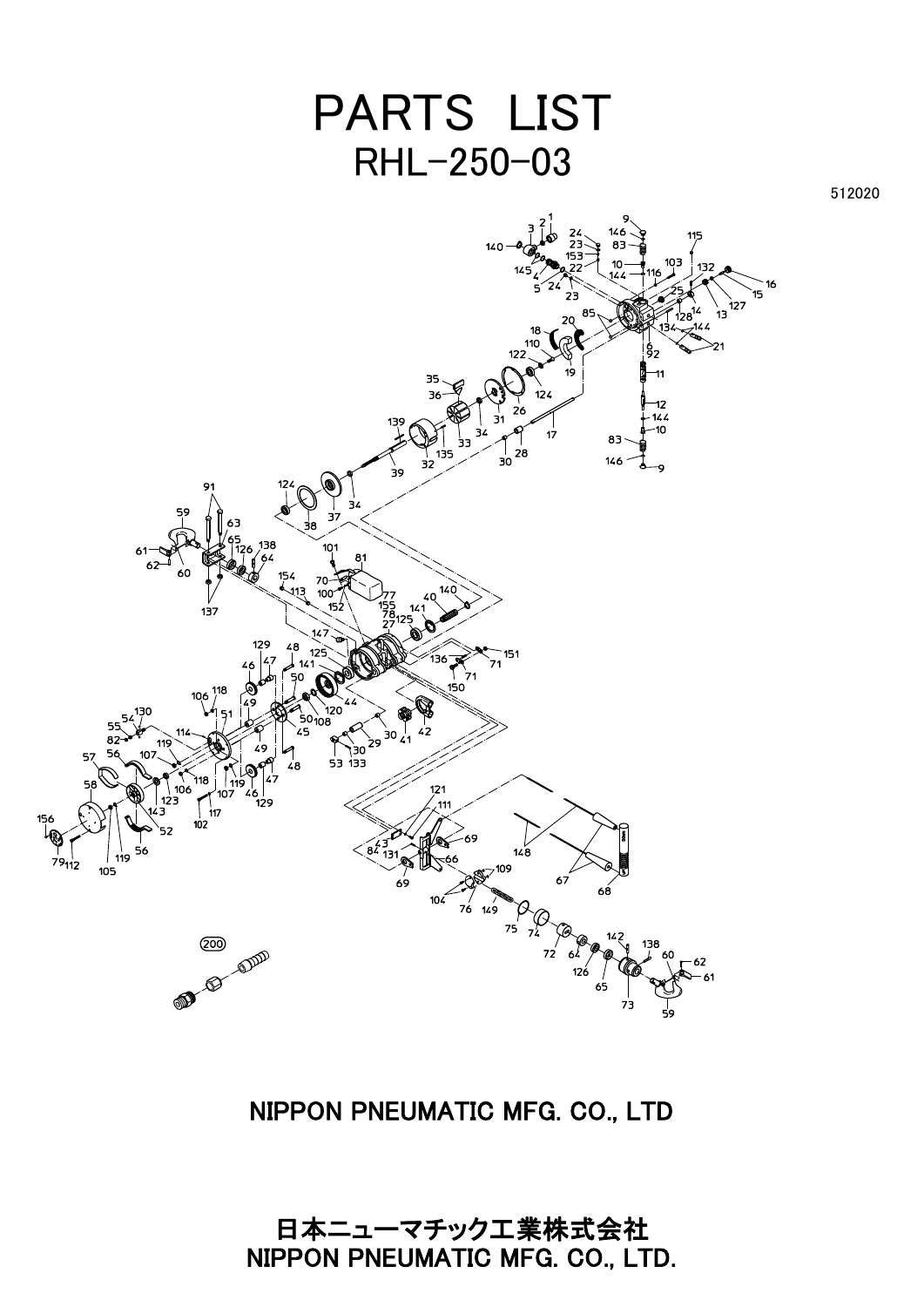# PARTS LIST

## RHL-250-03

512020

NIPPON PNEUMATIC MFG. CO., LTD

日本ニューマチック工業株式会社

NIPPON PNEUMATIC MFG. CO., LTD.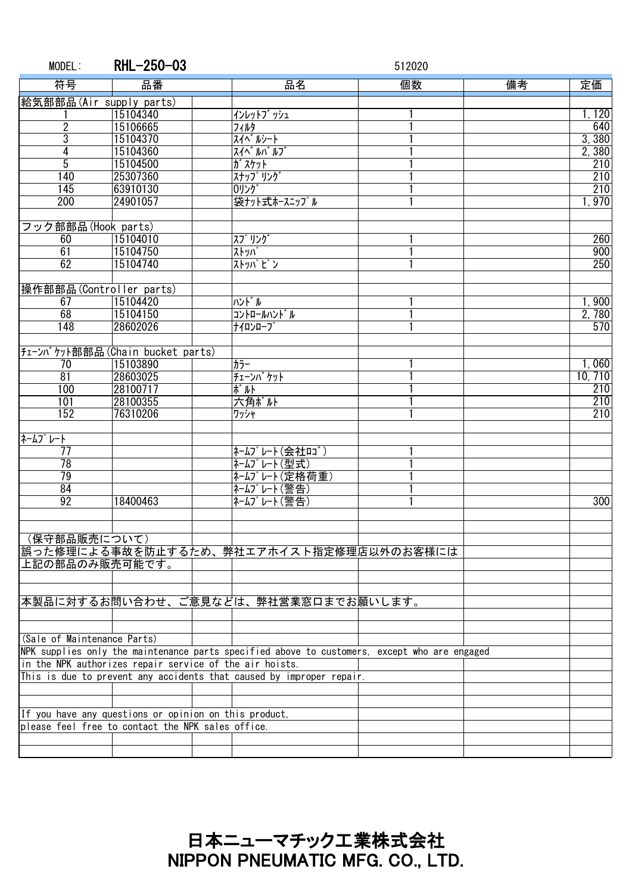MODEL: **RHL-250-03** 512020

| 符号 | 品番 | 品名 | 個数 | 備考 | 定価 |
|---|---|---|---|---|---|
| 給気部部品(Air supply parts) | | | | | |
| 1 | 15104340 | ｲﾝﾚｯﾄﾌﾞｯｼｭ | 1 | | 1,120 |
| 2 | 15106665 | ﾌｨﾙﾀ | 1 | | 640 |
| 3 | 15104370 | ｽｲﾍﾞﾙｼｰﾄ | 1 | | 3,380 |
| 4 | 15104360 | ｽｲﾍﾞﾙﾊﾞﾙﾌﾞ | 1 | | 2,380 |
| 5 | 15104500 | ｶﾞｽｹｯﾄ | 1 | | 210 |
| 140 | 25307360 | ｽﾅｯﾌﾟﾘﾝｸﾞ | 1 | | 210 |
| 145 | 63910130 | Oﾘﾝｸﾞ | 1 | | 210 |
| 200 | 24901057 | 袋ﾅｯﾄ式ﾎｰｽﾆｯﾌﾟﾙ | 1 | | 1,970 |
| フック部部品(Hook parts) | | | | | |
| 60 | 15104010 | ｽﾌﾟﾘﾝｸﾞ | 1 | | 260 |
| 61 | 15104750 | ｽﾄｯﾊﾟ | 1 | | 900 |
| 62 | 15104740 | ｽﾄｯﾊﾟﾋﾟﾝ | 1 | | 250 |
| 操作部部品(Controller parts) | | | | | |
| 67 | 15104420 | ﾊﾝﾄﾞﾙ | 1 | | 1,900 |
| 68 | 15104150 | ｺﾝﾄﾛｰﾙﾊﾝﾄﾞﾙ | 1 | | 2,780 |
| 148 | 28602026 | ﾅｲﾛﾝﾛｰﾌﾟ | 1 | | 570 |
| ﾁｪｰﾝﾊﾞｹｯﾄ部部品(Chain bucket parts) | | | | | |
| 70 | 15103890 | ｶﾗｰ | 1 | | 1,060 |
| 81 | 28603025 | ﾁｪｰﾝﾊﾞｹｯﾄ | 1 | | 10,710 |
| 100 | 28100717 | ﾎﾞﾙﾄ | 1 | | 210 |
| 101 | 28100355 | 六角ﾎﾞﾙﾄ | 1 | | 210 |
| 152 | 76310206 | ﾜｯｼｬ | 1 | | 210 |
| ﾈｰﾑﾌﾟﾚｰﾄ | | | | | |
| 77 | | ﾈｰﾑﾌﾟﾚｰﾄ(会社ﾛｺﾞ) | 1 | | |
| 78 | | ﾈｰﾑﾌﾟﾚｰﾄ(型式) | 1 | | |
| 79 | | ﾈｰﾑﾌﾟﾚｰﾄ(定格荷重) | 1 | | |
| 84 | | ﾈｰﾑﾌﾟﾚｰﾄ(警告) | 1 | | |
| 92 | 18400463 | ﾈｰﾑﾌﾟﾚｰﾄ(警告) | 1 | | 300 |

（保守部品販売について）
誤った修理による事故を防止するため、弊社エアホイスト指定修理店以外のお客様には
上記の部品のみ販売可能です。

本製品に対するお問い合わせ、ご意見などは、弊社営業窓口までお願いします。

(Sale of Maintenance Parts)
NPK supplies only the maintenance parts specified above to customers, except who are engaged
in the NPK authorizes repair service of the air hoists.
This is due to prevent any accidents that caused by improper repair.

If you have any questions or opinion on this product,
please feel free to contact the NPK sales office.

**日本ニューマチック工業株式会社**
**NIPPON PNEUMATIC MFG. CO., LTD.**